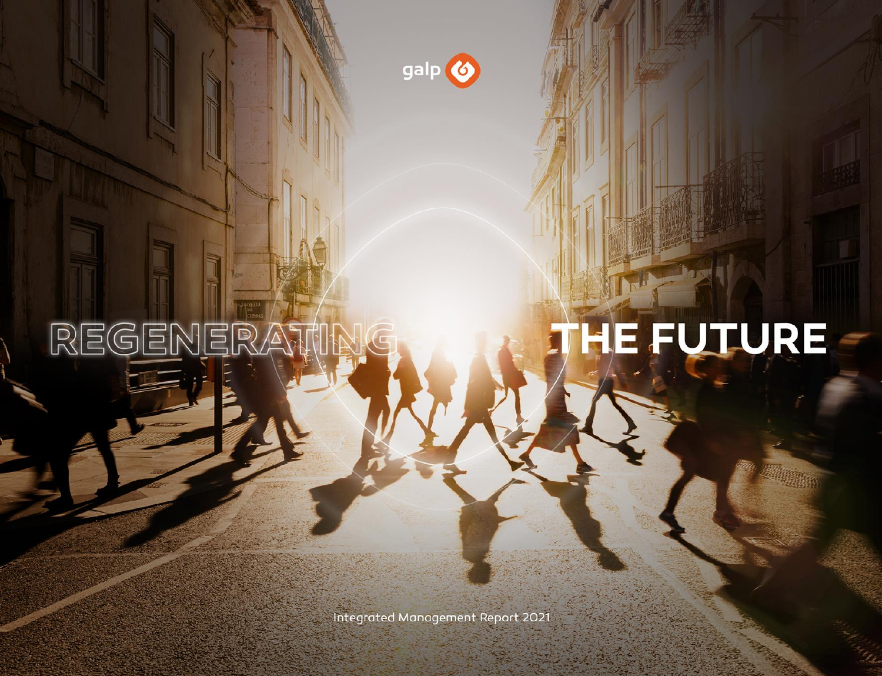galp

# REGENERATING THE FUTURE

Integrated Management Report 2021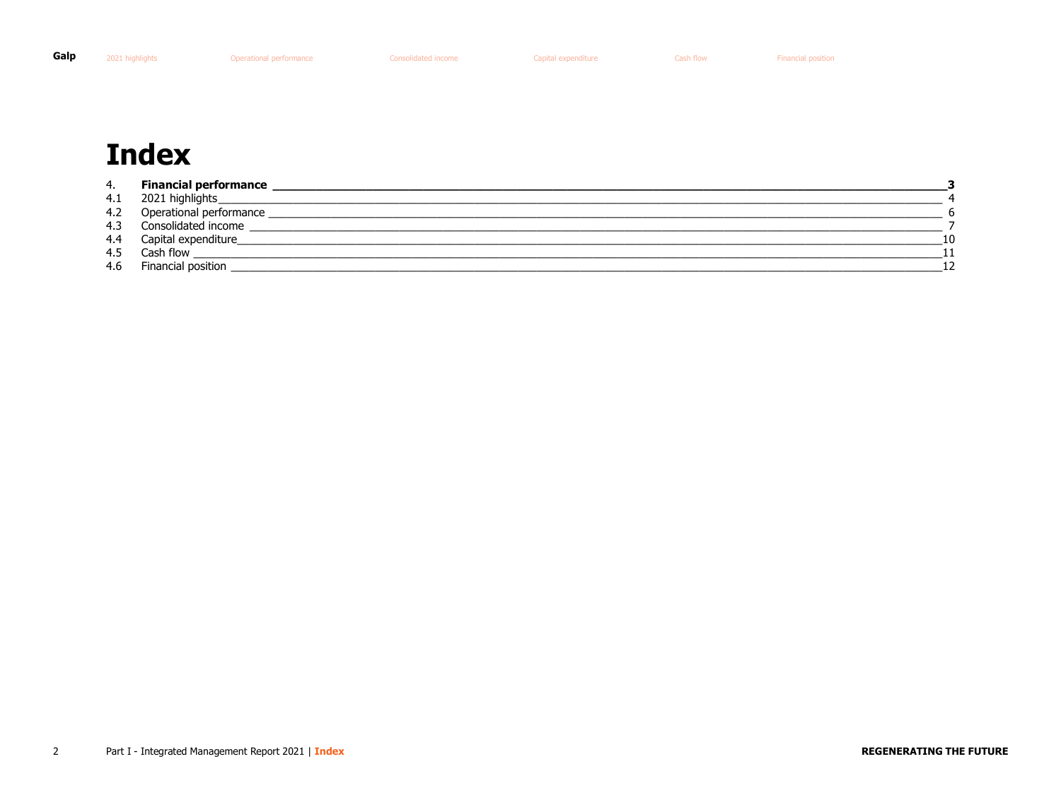# Index

| | | |
|---|---|---|
| 4. | **Financial performance** | **3** |
| 4.1 | 2021 highlights | 4 |
| 4.2 | Operational performance | 6 |
| 4.3 | Consolidated income | 7 |
| 4.4 | Capital expenditure | 10 |
| 4.5 | Cash flow | 11 |
| 4.6 | Financial position | 12 |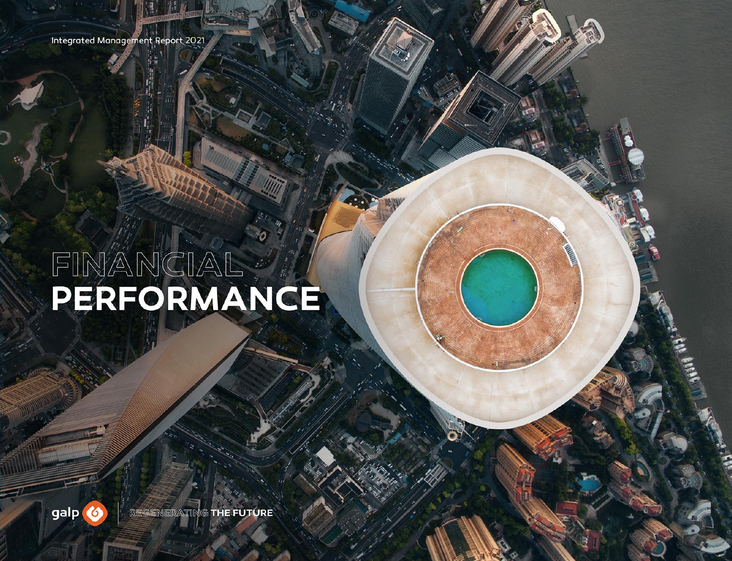Integrated Management Report 2021

# FINANCIAL PERFORMANCE

galp | REGENERATING THE FUTURE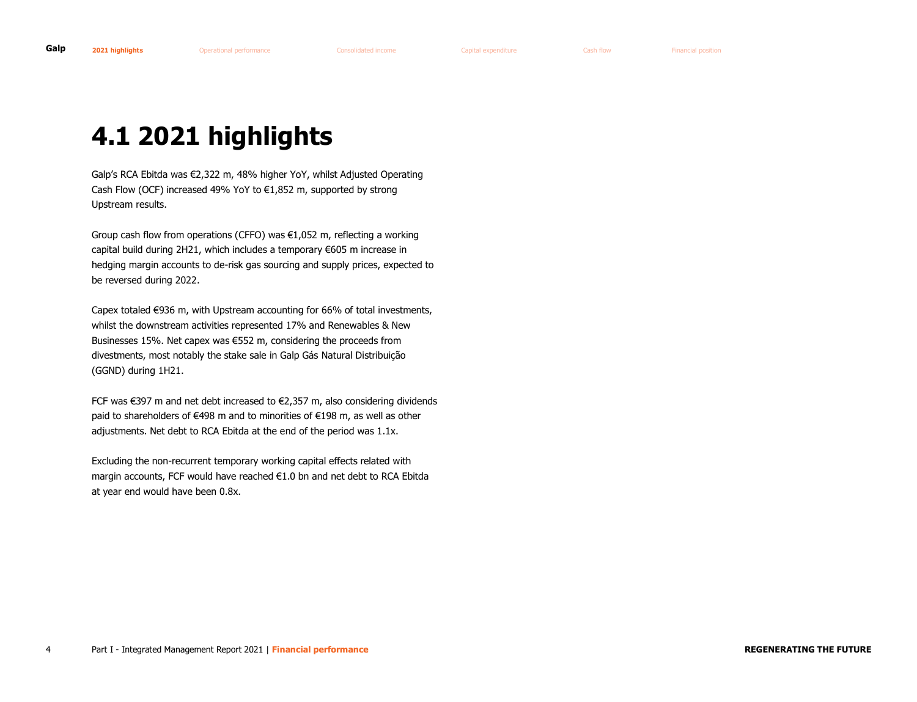# 4.1 2021 highlights

Galp's RCA Ebitda was €2,322 m, 48% higher YoY, whilst Adjusted Operating Cash Flow (OCF) increased 49% YoY to €1,852 m, supported by strong Upstream results.

Group cash flow from operations (CFFO) was €1,052 m, reflecting a working capital build during 2H21, which includes a temporary €605 m increase in hedging margin accounts to de-risk gas sourcing and supply prices, expected to be reversed during 2022.

Capex totaled €936 m, with Upstream accounting for 66% of total investments, whilst the downstream activities represented 17% and Renewables & New Businesses 15%. Net capex was €552 m, considering the proceeds from divestments, most notably the stake sale in Galp Gás Natural Distribuição (GGND) during 1H21.

FCF was €397 m and net debt increased to €2,357 m, also considering dividends paid to shareholders of €498 m and to minorities of €198 m, as well as other adjustments. Net debt to RCA Ebitda at the end of the period was 1.1x.

Excluding the non-recurrent temporary working capital effects related with margin accounts, FCF would have reached €1.0 bn and net debt to RCA Ebitda at year end would have been 0.8x.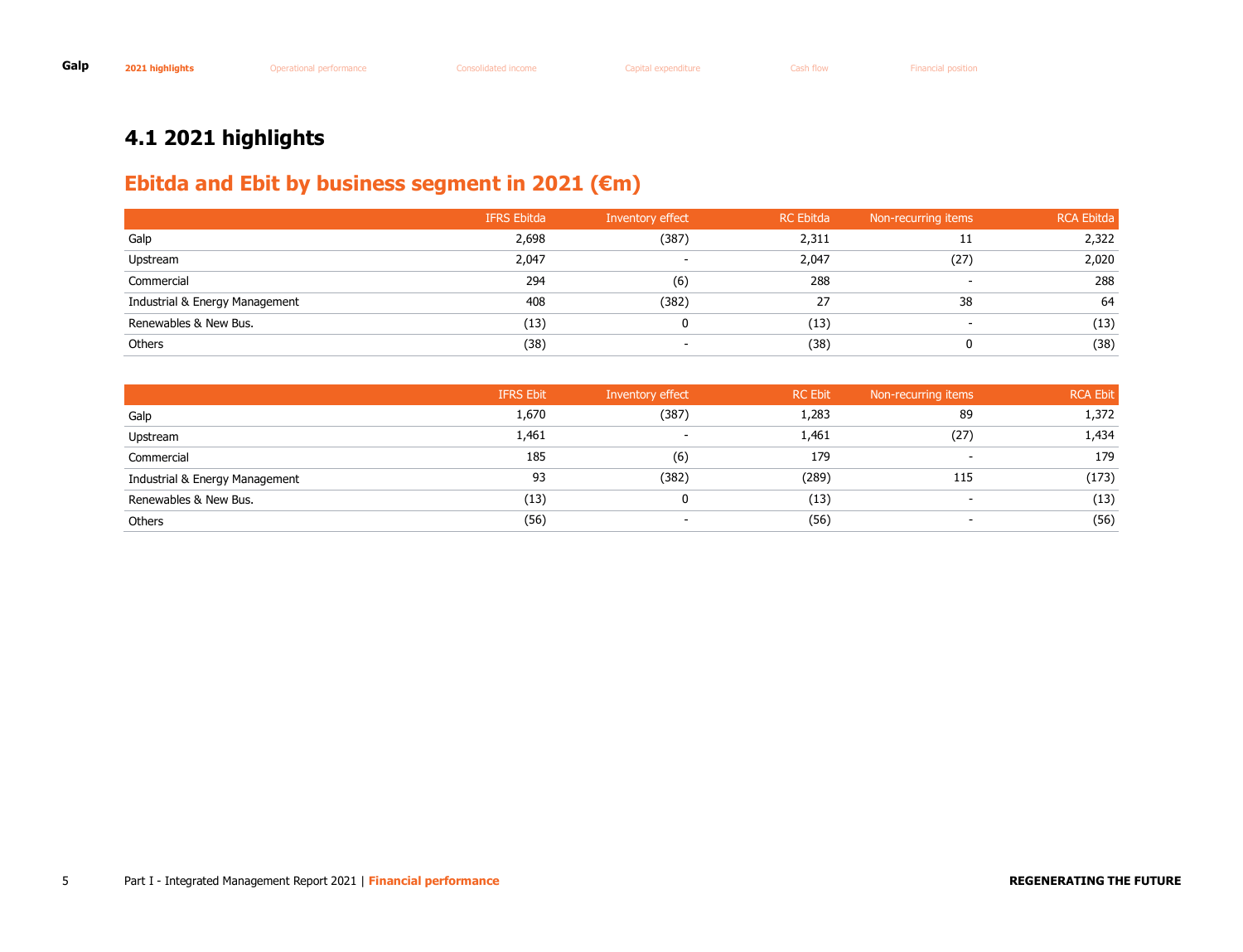## 4.1 2021 highlights

### Ebitda and Ebit by business segment in 2021 (€m)

| | IFRS Ebitda | Inventory effect | RC Ebitda | Non-recurring items | RCA Ebitda |
|---|---|---|---|---|---|
| Galp | 2,698 | (387) | 2,311 | 11 | 2,322 |
| Upstream | 2,047 | - | 2,047 | (27) | 2,020 |
| Commercial | 294 | (6) | 288 | - | 288 |
| Industrial & Energy Management | 408 | (382) | 27 | 38 | 64 |
| Renewables & New Bus. | (13) | 0 | (13) | - | (13) |
| Others | (38) | - | (38) | 0 | (38) |

| | IFRS Ebit | Inventory effect | RC Ebit | Non-recurring items | RCA Ebit |
|---|---|---|---|---|---|
| Galp | 1,670 | (387) | 1,283 | 89 | 1,372 |
| Upstream | 1,461 | - | 1,461 | (27) | 1,434 |
| Commercial | 185 | (6) | 179 | - | 179 |
| Industrial & Energy Management | 93 | (382) | (289) | 115 | (173) |
| Renewables & New Bus. | (13) | 0 | (13) | - | (13) |
| Others | (56) | - | (56) | - | (56) |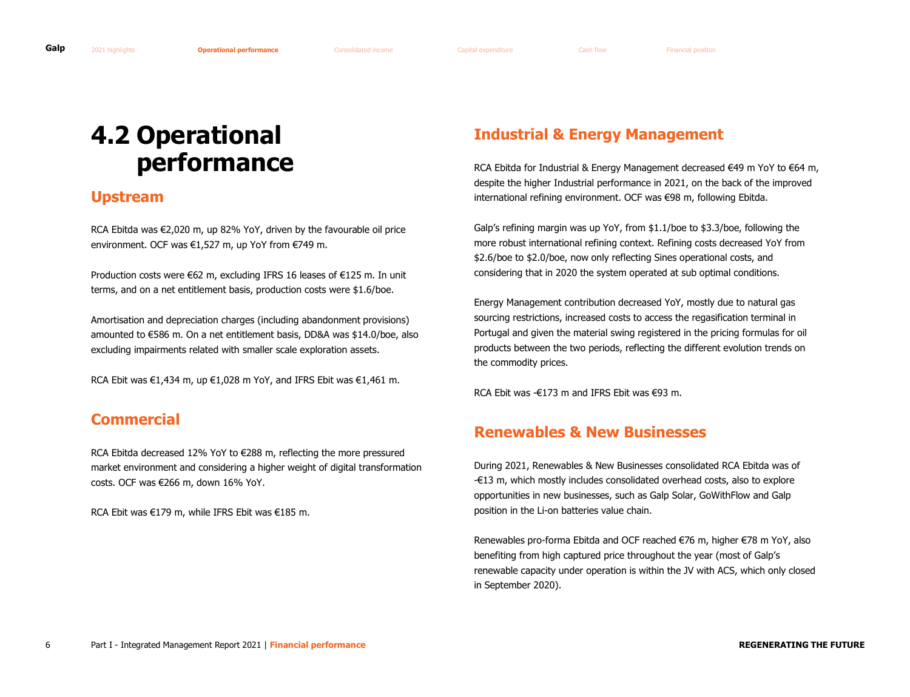# 4.2 Operational performance

## Upstream

RCA Ebitda was €2,020 m, up 82% YoY, driven by the favourable oil price environment. OCF was €1,527 m, up YoY from €749 m.

Production costs were €62 m, excluding IFRS 16 leases of €125 m. In unit terms, and on a net entitlement basis, production costs were $1.6/boe.

Amortisation and depreciation charges (including abandonment provisions) amounted to €586 m. On a net entitlement basis, DD&A was $14.0/boe, also excluding impairments related with smaller scale exploration assets.

RCA Ebit was €1,434 m, up €1,028 m YoY, and IFRS Ebit was €1,461 m.

## Commercial

RCA Ebitda decreased 12% YoY to €288 m, reflecting the more pressured market environment and considering a higher weight of digital transformation costs. OCF was €266 m, down 16% YoY.

RCA Ebit was €179 m, while IFRS Ebit was €185 m.

## Industrial & Energy Management

RCA Ebitda for Industrial & Energy Management decreased €49 m YoY to €64 m, despite the higher Industrial performance in 2021, on the back of the improved international refining environment. OCF was €98 m, following Ebitda.

Galp's refining margin was up YoY, from $1.1/boe to $3.3/boe, following the more robust international refining context. Refining costs decreased YoY from $2.6/boe to $2.0/boe, now only reflecting Sines operational costs, and considering that in 2020 the system operated at sub optimal conditions.

Energy Management contribution decreased YoY, mostly due to natural gas sourcing restrictions, increased costs to access the regasification terminal in Portugal and given the material swing registered in the pricing formulas for oil products between the two periods, reflecting the different evolution trends on the commodity prices.

RCA Ebit was -€173 m and IFRS Ebit was €93 m.

## Renewables & New Businesses

During 2021, Renewables & New Businesses consolidated RCA Ebitda was of -€13 m, which mostly includes consolidated overhead costs, also to explore opportunities in new businesses, such as Galp Solar, GoWithFlow and Galp position in the Li-on batteries value chain.

Renewables pro-forma Ebitda and OCF reached €76 m, higher €78 m YoY, also benefiting from high captured price throughout the year (most of Galp's renewable capacity under operation is within the JV with ACS, which only closed in September 2020).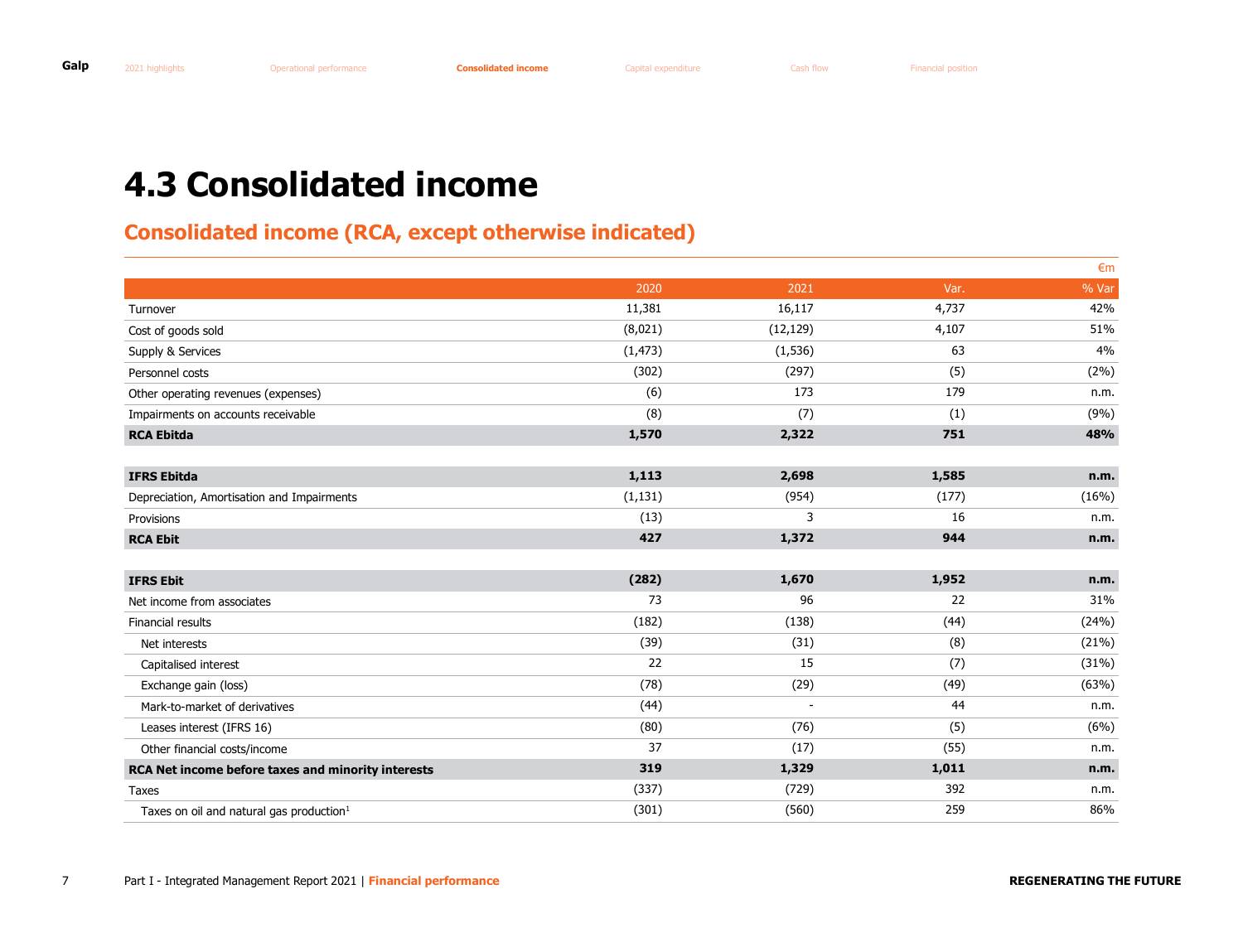# 4.3 Consolidated income

## Consolidated income (RCA, except otherwise indicated)

€m

| | 2020 | 2021 | Var. | % Var |
|---|---|---|---|---|
| Turnover | 11,381 | 16,117 | 4,737 | 42% |
| Cost of goods sold | (8,021) | (12,129) | 4,107 | 51% |
| Supply & Services | (1,473) | (1,536) | 63 | 4% |
| Personnel costs | (302) | (297) | (5) | (2%) |
| Other operating revenues (expenses) | (6) | 173 | 179 | n.m. |
| Impairments on accounts receivable | (8) | (7) | (1) | (9%) |
| **RCA Ebitda** | **1,570** | **2,322** | **751** | **48%** |
| | | | | |
| **IFRS Ebitda** | **1,113** | **2,698** | **1,585** | **n.m.** |
| Depreciation, Amortisation and Impairments | (1,131) | (954) | (177) | (16%) |
| Provisions | (13) | 3 | 16 | n.m. |
| **RCA Ebit** | **427** | **1,372** | **944** | **n.m.** |
| | | | | |
| **IFRS Ebit** | **(282)** | **1,670** | **1,952** | **n.m.** |
| Net income from associates | 73 | 96 | 22 | 31% |
| Financial results | (182) | (138) | (44) | (24%) |
| Net interests | (39) | (31) | (8) | (21%) |
| Capitalised interest | 22 | 15 | (7) | (31%) |
| Exchange gain (loss) | (78) | (29) | (49) | (63%) |
| Mark-to-market of derivatives | (44) | - | 44 | n.m. |
| Leases interest (IFRS 16) | (80) | (76) | (5) | (6%) |
| Other financial costs/income | 37 | (17) | (55) | n.m. |
| **RCA Net income before taxes and minority interests** | **319** | **1,329** | **1,011** | **n.m.** |
| Taxes | (337) | (729) | 392 | n.m. |
| Taxes on oil and natural gas production[1] | (301) | (560) | 259 | 86% |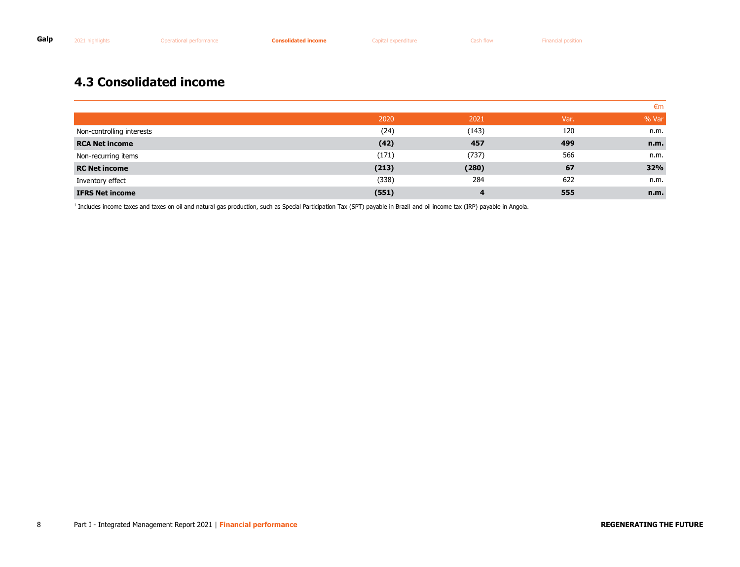## 4.3 Consolidated income

€m

| | 2020 | 2021 | Var. | % Var |
|---|---|---|---|---|
| Non-controlling interests | (24) | (143) | 120 | n.m. |
| **RCA Net income** | **(42)** | **457** | **499** | **n.m.** |
| Non-recurring items | (171) | (737) | 566 | n.m. |
| **RC Net income** | **(213)** | **(280)** | **67** | **32%** |
| Inventory effect | (338) | 284 | 622 | n.m. |
| **IFRS Net income** | **(551)** | **4** | **555** | **n.m.** |

[1] Includes income taxes and taxes on oil and natural gas production, such as Special Participation Tax (SPT) payable in Brazil and oil income tax (IRP) payable in Angola.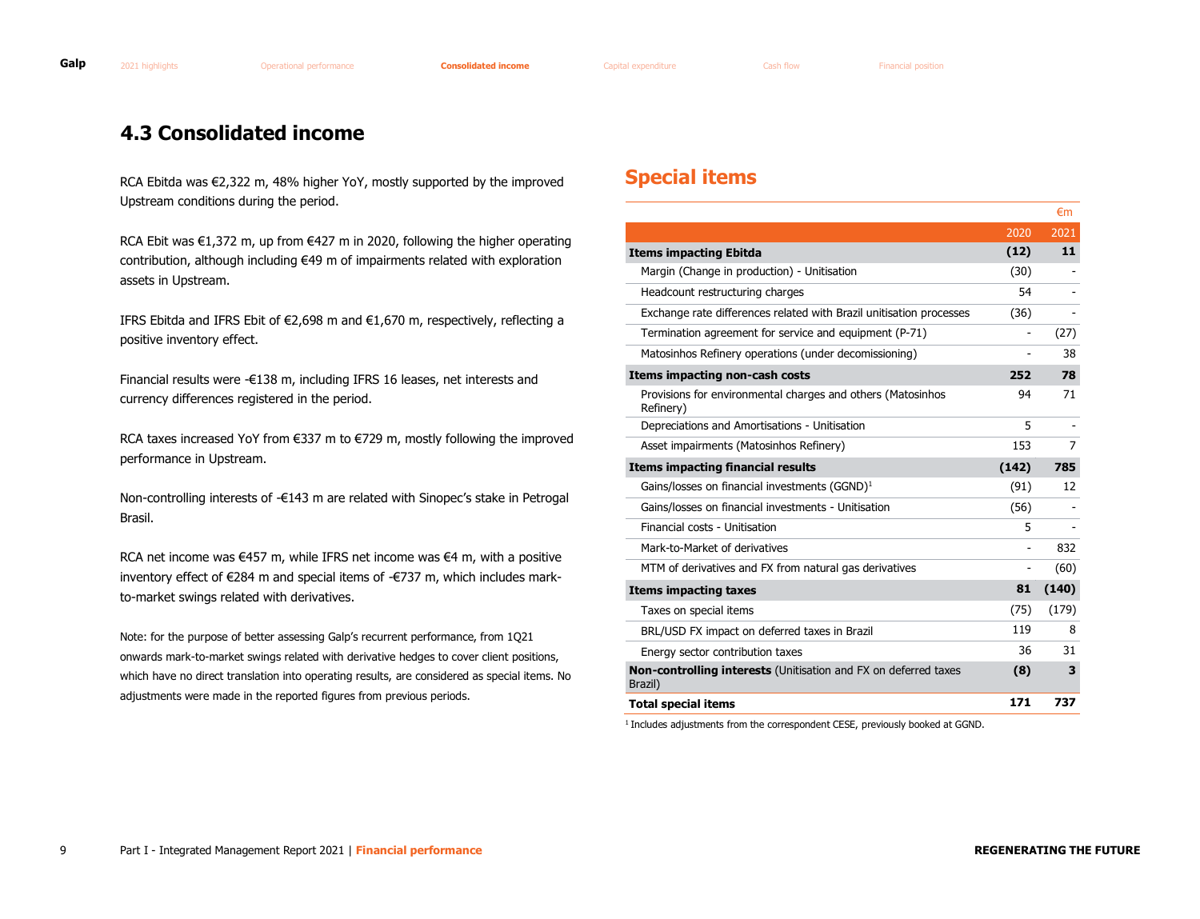# 4.3 Consolidated income

RCA Ebitda was €2,322 m, 48% higher YoY, mostly supported by the improved Upstream conditions during the period.

RCA Ebit was €1,372 m, up from €427 m in 2020, following the higher operating contribution, although including €49 m of impairments related with exploration assets in Upstream.

IFRS Ebitda and IFRS Ebit of €2,698 m and €1,670 m, respectively, reflecting a positive inventory effect.

Financial results were -€138 m, including IFRS 16 leases, net interests and currency differences registered in the period.

RCA taxes increased YoY from €337 m to €729 m, mostly following the improved performance in Upstream.

Non-controlling interests of -€143 m are related with Sinopec's stake in Petrogal Brasil.

RCA net income was €457 m, while IFRS net income was €4 m, with a positive inventory effect of €284 m and special items of -€737 m, which includes mark-to-market swings related with derivatives.

Note: for the purpose of better assessing Galp's recurrent performance, from 1Q21 onwards mark-to-market swings related with derivative hedges to cover client positions, which have no direct translation into operating results, are considered as special items. No adjustments were made in the reported figures from previous periods.

## Special items

€m

| | 2020 | 2021 |
|---|---|---|
| **Items impacting Ebitda** | **(12)** | **11** |
| Margin (Change in production) - Unitisation | (30) | - |
| Headcount restructuring charges | 54 | - |
| Exchange rate differences related with Brazil unitisation processes | (36) | - |
| Termination agreement for service and equipment (P-71) | - | (27) |
| Matosinhos Refinery operations (under decomissioning) | - | 38 |
| **Items impacting non-cash costs** | **252** | **78** |
| Provisions for environmental charges and others (Matosinhos Refinery) | 94 | 71 |
| Depreciations and Amortisations - Unitisation | 5 | - |
| Asset impairments (Matosinhos Refinery) | 153 | 7 |
| **Items impacting financial results** | **(142)** | **785** |
| Gains/losses on financial investments (GGND)[1] | (91) | 12 |
| Gains/losses on financial investments - Unitisation | (56) | - |
| Financial costs - Unitisation | 5 | - |
| Mark-to-Market of derivatives | - | 832 |
| MTM of derivatives and FX from natural gas derivatives | - | (60) |
| **Items impacting taxes** | **81** | **(140)** |
| Taxes on special items | (75) | (179) |
| BRL/USD FX impact on deferred taxes in Brazil | 119 | 8 |
| Energy sector contribution taxes | 36 | 31 |
| **Non-controlling interests** (Unitisation and FX on deferred taxes Brazil) | **(8)** | **3** |
| **Total special items** | **171** | **737** |

[1] Includes adjustments from the correspondent CESE, previously booked at GGND.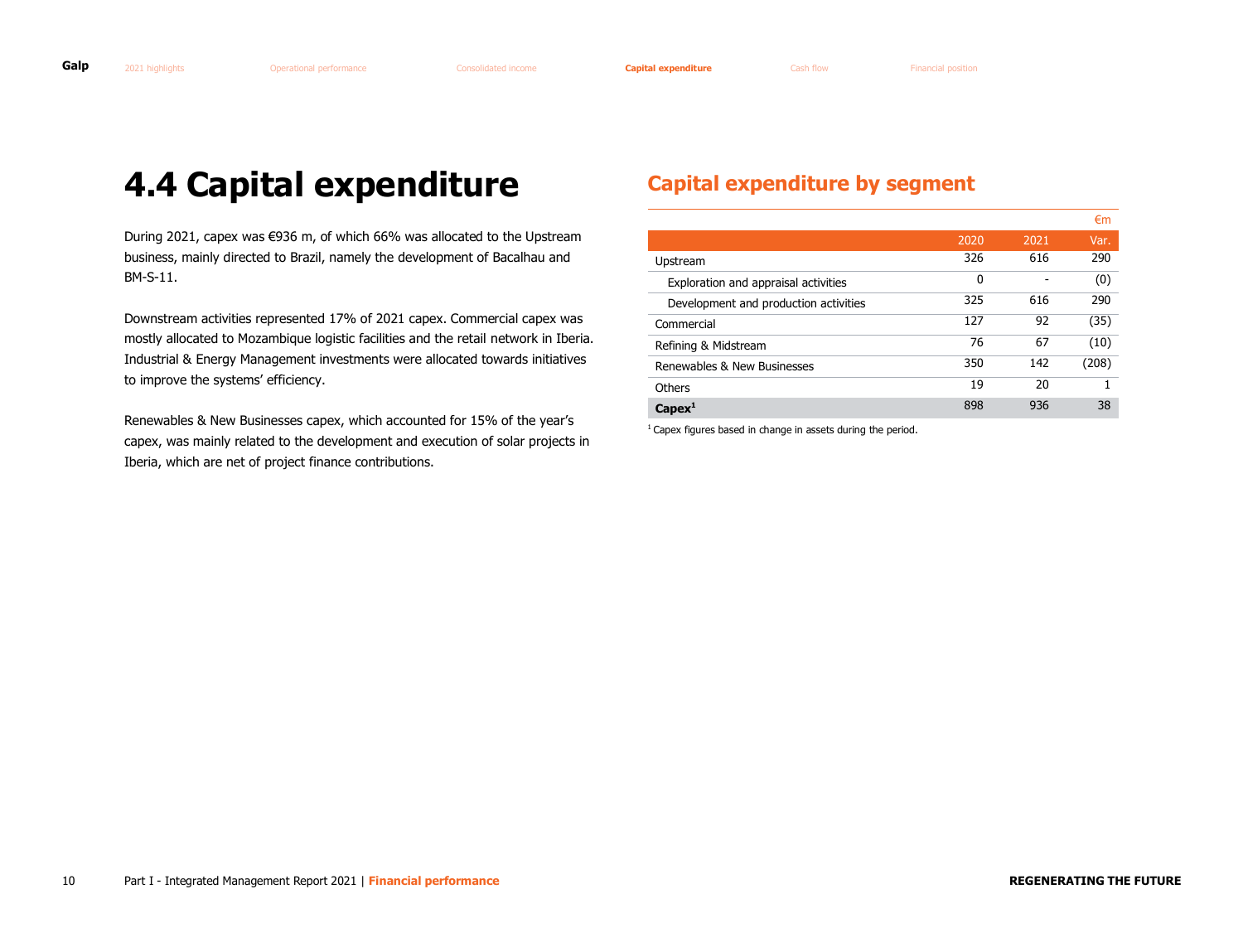# 4.4 Capital expenditure

During 2021, capex was €936 m, of which 66% was allocated to the Upstream business, mainly directed to Brazil, namely the development of Bacalhau and BM-S-11.

Downstream activities represented 17% of 2021 capex. Commercial capex was mostly allocated to Mozambique logistic facilities and the retail network in Iberia. Industrial & Energy Management investments were allocated towards initiatives to improve the systems' efficiency.

Renewables & New Businesses capex, which accounted for 15% of the year's capex, was mainly related to the development and execution of solar projects in Iberia, which are net of project finance contributions.

## Capital expenditure by segment

€m

| | 2020 | 2021 | Var. |
|---|---|---|---|
| Upstream | 326 | 616 | 290 |
| Exploration and appraisal activities | 0 | - | (0) |
| Development and production activities | 325 | 616 | 290 |
| Commercial | 127 | 92 | (35) |
| Refining & Midstream | 76 | 67 | (10) |
| Renewables & New Businesses | 350 | 142 | (208) |
| Others | 19 | 20 | 1 |
| **Capex[1]** | 898 | 936 | 38 |

[1] Capex figures based in change in assets during the period.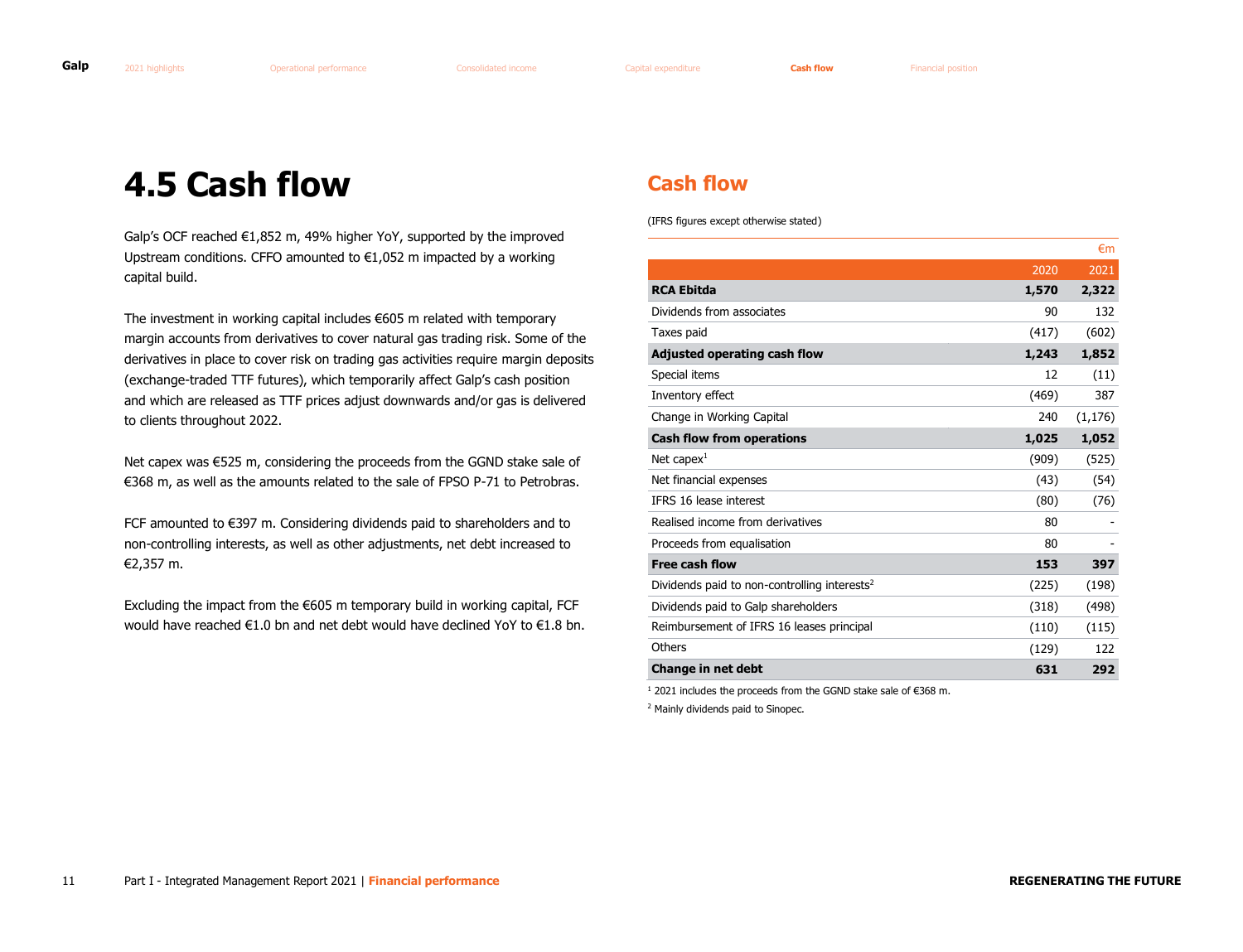# 4.5 Cash flow

Galp's OCF reached €1,852 m, 49% higher YoY, supported by the improved Upstream conditions. CFFO amounted to €1,052 m impacted by a working capital build.

The investment in working capital includes €605 m related with temporary margin accounts from derivatives to cover natural gas trading risk. Some of the derivatives in place to cover risk on trading gas activities require margin deposits (exchange-traded TTF futures), which temporarily affect Galp's cash position and which are released as TTF prices adjust downwards and/or gas is delivered to clients throughout 2022.

Net capex was €525 m, considering the proceeds from the GGND stake sale of €368 m, as well as the amounts related to the sale of FPSO P-71 to Petrobras.

FCF amounted to €397 m. Considering dividends paid to shareholders and to non-controlling interests, as well as other adjustments, net debt increased to €2,357 m.

Excluding the impact from the €605 m temporary build in working capital, FCF would have reached €1.0 bn and net debt would have declined YoY to €1.8 bn.

## Cash flow

(IFRS figures except otherwise stated)

€m

| | 2020 | 2021 |
|---|---|---|
| **RCA Ebitda** | **1,570** | **2,322** |
| Dividends from associates | 90 | 132 |
| Taxes paid | (417) | (602) |
| **Adjusted operating cash flow** | **1,243** | **1,852** |
| Special items | 12 | (11) |
| Inventory effect | (469) | 387 |
| Change in Working Capital | 240 | (1,176) |
| **Cash flow from operations** | **1,025** | **1,052** |
| Net capex[1] | (909) | (525) |
| Net financial expenses | (43) | (54) |
| IFRS 16 lease interest | (80) | (76) |
| Realised income from derivatives | 80 | - |
| Proceeds from equalisation | 80 | - |
| **Free cash flow** | **153** | **397** |
| Dividends paid to non-controlling interests[2] | (225) | (198) |
| Dividends paid to Galp shareholders | (318) | (498) |
| Reimbursement of IFRS 16 leases principal | (110) | (115) |
| Others | (129) | 122 |
| **Change in net debt** | **631** | **292** |

[1] 2021 includes the proceeds from the GGND stake sale of €368 m.

[2] Mainly dividends paid to Sinopec.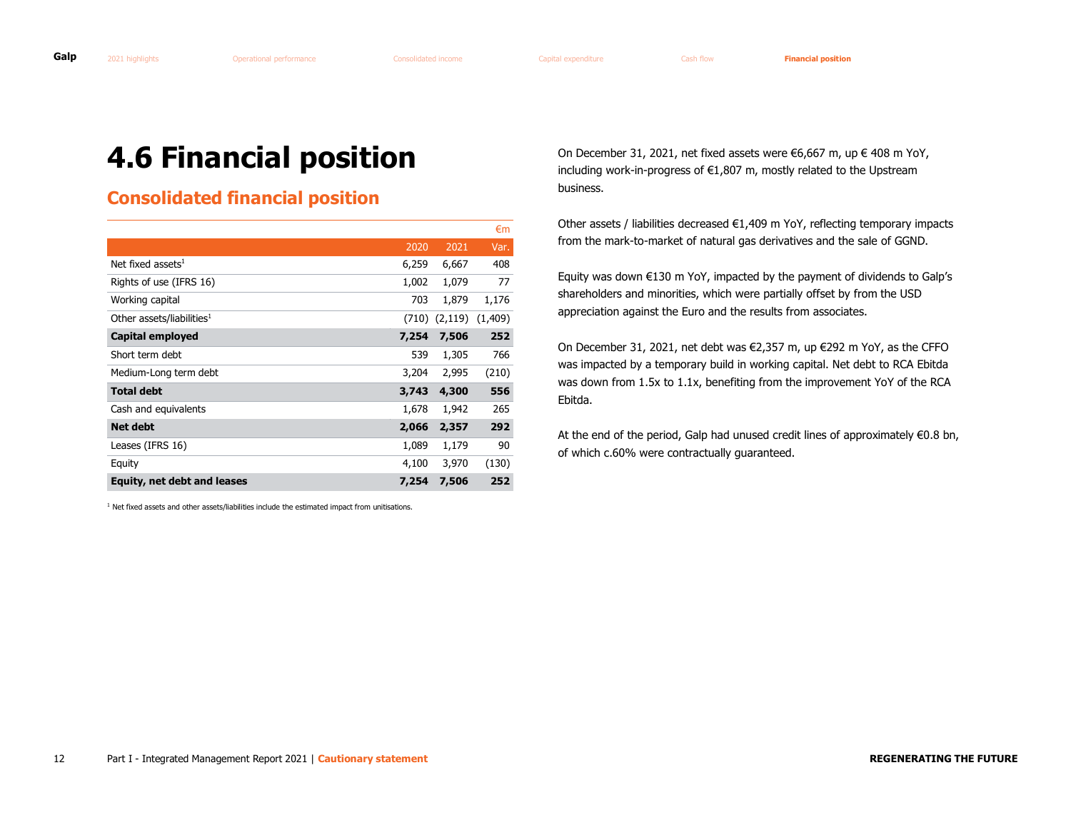# 4.6 Financial position

## Consolidated financial position

€m

| | 2020 | 2021 | Var. |
|---|---|---|---|
| Net fixed assets[1] | 6,259 | 6,667 | 408 |
| Rights of use (IFRS 16) | 1,002 | 1,079 | 77 |
| Working capital | 703 | 1,879 | 1,176 |
| Other assets/liabilities[1] | (710) | (2,119) | (1,409) |
| **Capital employed** | **7,254** | **7,506** | **252** |
| Short term debt | 539 | 1,305 | 766 |
| Medium-Long term debt | 3,204 | 2,995 | (210) |
| **Total debt** | **3,743** | **4,300** | **556** |
| Cash and equivalents | 1,678 | 1,942 | 265 |
| **Net debt** | **2,066** | **2,357** | **292** |
| Leases (IFRS 16) | 1,089 | 1,179 | 90 |
| Equity | 4,100 | 3,970 | (130) |
| **Equity, net debt and leases** | **7,254** | **7,506** | **252** |

[1] Net fixed assets and other assets/liabilities include the estimated impact from unitisations.

On December 31, 2021, net fixed assets were €6,667 m, up € 408 m YoY, including work-in-progress of €1,807 m, mostly related to the Upstream business.

Other assets / liabilities decreased €1,409 m YoY, reflecting temporary impacts from the mark-to-market of natural gas derivatives and the sale of GGND.

Equity was down €130 m YoY, impacted by the payment of dividends to Galp's shareholders and minorities, which were partially offset by from the USD appreciation against the Euro and the results from associates.

On December 31, 2021, net debt was €2,357 m, up €292 m YoY, as the CFFO was impacted by a temporary build in working capital. Net debt to RCA Ebitda was down from 1.5x to 1.1x, benefiting from the improvement YoY of the RCA Ebitda.

At the end of the period, Galp had unused credit lines of approximately €0.8 bn, of which c.60% were contractually guaranteed.